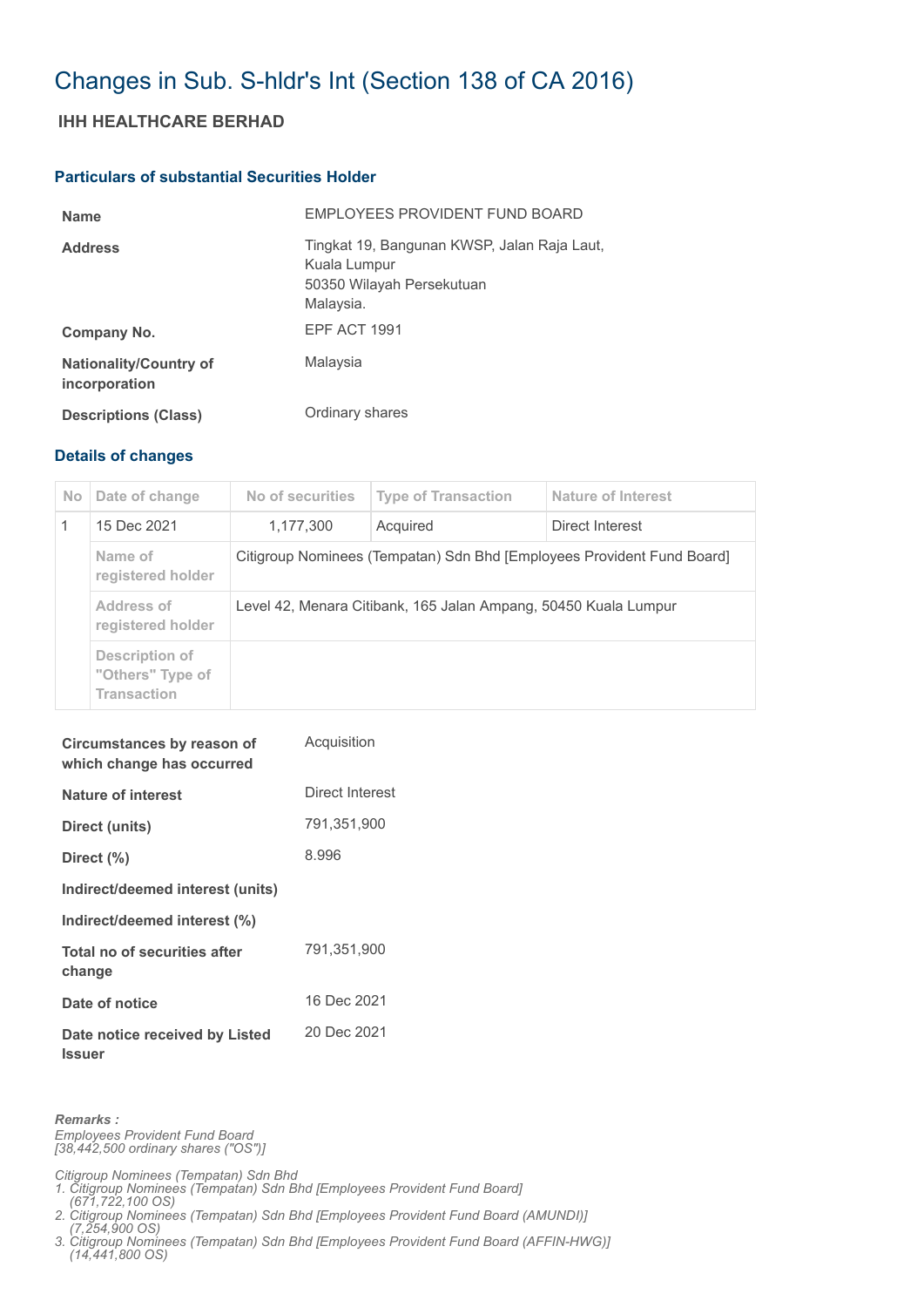# Changes in Sub. S-hldr's Int (Section 138 of CA 2016)

## IHH HEALTHCARE BERHAD

### Particulars of substantial Securities Holder

| | |
|---|---|
| **Name** | EMPLOYEES PROVIDENT FUND BOARD |
| **Address** | Tingkat 19, Bangunan KWSP, Jalan Raja Laut, Kuala Lumpur 50350 Wilayah Persekutuan Malaysia. |
| **Company No.** | EPF ACT 1991 |
| **Nationality/Country of incorporation** | Malaysia |
| **Descriptions (Class)** | Ordinary shares |

### Details of changes

| No | Date of change | No of securities | Type of Transaction | Nature of Interest |
|---|---|---|---|---|
| 1 | 15 Dec 2021 | 1,177,300 | Acquired | Direct Interest |
| | Name of registered holder | Citigroup Nominees (Tempatan) Sdn Bhd [Employees Provident Fund Board] | | |
| | Address of registered holder | Level 42, Menara Citibank, 165 Jalan Ampang, 50450 Kuala Lumpur | | |
| | Description of "Others" Type of Transaction | | | |

| | |
|---|---|
| **Circumstances by reason of which change has occurred** | Acquisition |
| **Nature of interest** | Direct Interest |
| **Direct (units)** | 791,351,900 |
| **Direct (%)** | 8.996 |
| **Indirect/deemed interest (units)** | |
| **Indirect/deemed interest (%)** | |
| **Total no of securities after change** | 791,351,900 |
| **Date of notice** | 16 Dec 2021 |
| **Date notice received by Listed Issuer** | 20 Dec 2021 |

***Remarks :***

*Employees Provident Fund Board*
*[38,442,500 ordinary shares ("OS")]*

*Citigroup Nominees (Tempatan) Sdn Bhd*
1. *Citigroup Nominees (Tempatan) Sdn Bhd [Employees Provident Fund Board] (671,722,100 OS)*
2. *Citigroup Nominees (Tempatan) Sdn Bhd [Employees Provident Fund Board (AMUNDI)] (7,254,900 OS)*
3. *Citigroup Nominees (Tempatan) Sdn Bhd [Employees Provident Fund Board (AFFIN-HWG)] (14,441,800 OS)*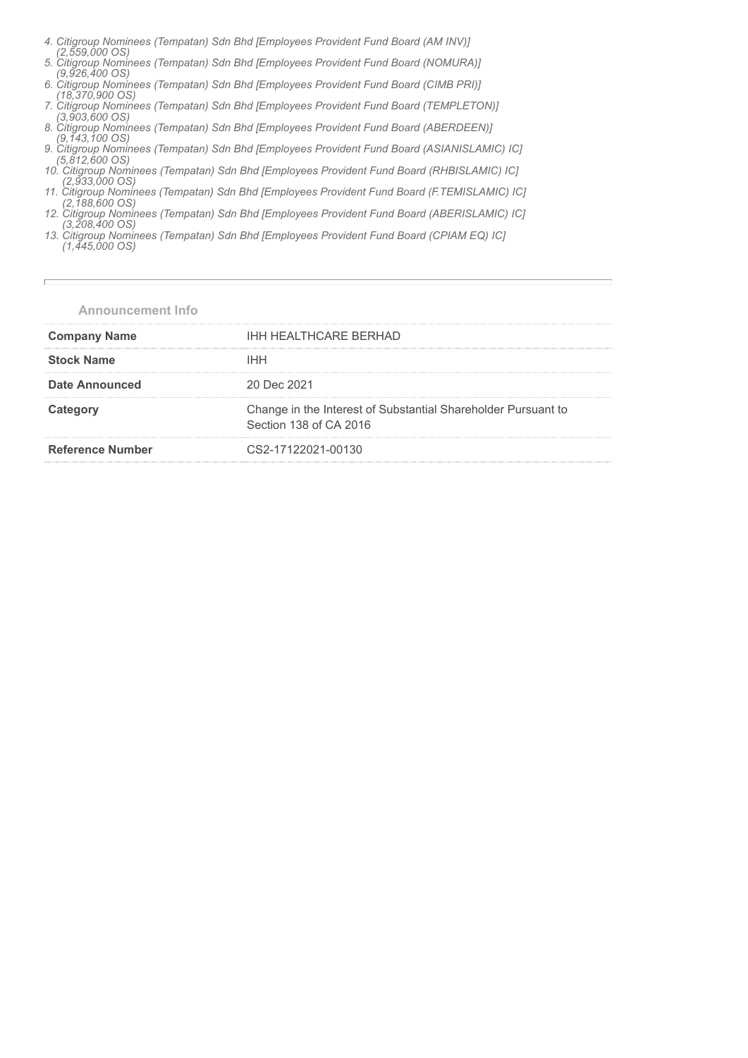*4. Citigroup Nominees (Tempatan) Sdn Bhd [Employees Provident Fund Board (AM INV)] (2,559,000 OS)*
*5. Citigroup Nominees (Tempatan) Sdn Bhd [Employees Provident Fund Board (NOMURA)] (9,926,400 OS)*
*6. Citigroup Nominees (Tempatan) Sdn Bhd [Employees Provident Fund Board (CIMB PRI)] (18,370,900 OS)*
*7. Citigroup Nominees (Tempatan) Sdn Bhd [Employees Provident Fund Board (TEMPLETON)] (3,903,600 OS)*
*8. Citigroup Nominees (Tempatan) Sdn Bhd [Employees Provident Fund Board (ABERDEEN)] (9,143,100 OS)*
*9. Citigroup Nominees (Tempatan) Sdn Bhd [Employees Provident Fund Board (ASIANISLAMIC) IC] (5,812,600 OS)*
*10. Citigroup Nominees (Tempatan) Sdn Bhd [Employees Provident Fund Board (RHBISLAMIC) IC] (2,933,000 OS)*
*11. Citigroup Nominees (Tempatan) Sdn Bhd [Employees Provident Fund Board (F.TEMISLAMIC) IC] (2,188,600 OS)*
*12. Citigroup Nominees (Tempatan) Sdn Bhd [Employees Provident Fund Board (ABERISLAMIC) IC] (3,208,400 OS)*
*13. Citigroup Nominees (Tempatan) Sdn Bhd [Employees Provident Fund Board (CPIAM EQ) IC] (1,445,000 OS)*

### Announcement Info

| | |
|---|---|
| **Company Name** | IHH HEALTHCARE BERHAD |
| **Stock Name** | IHH |
| **Date Announced** | 20 Dec 2021 |
| **Category** | Change in the Interest of Substantial Shareholder Pursuant to Section 138 of CA 2016 |
| **Reference Number** | CS2-17122021-00130 |